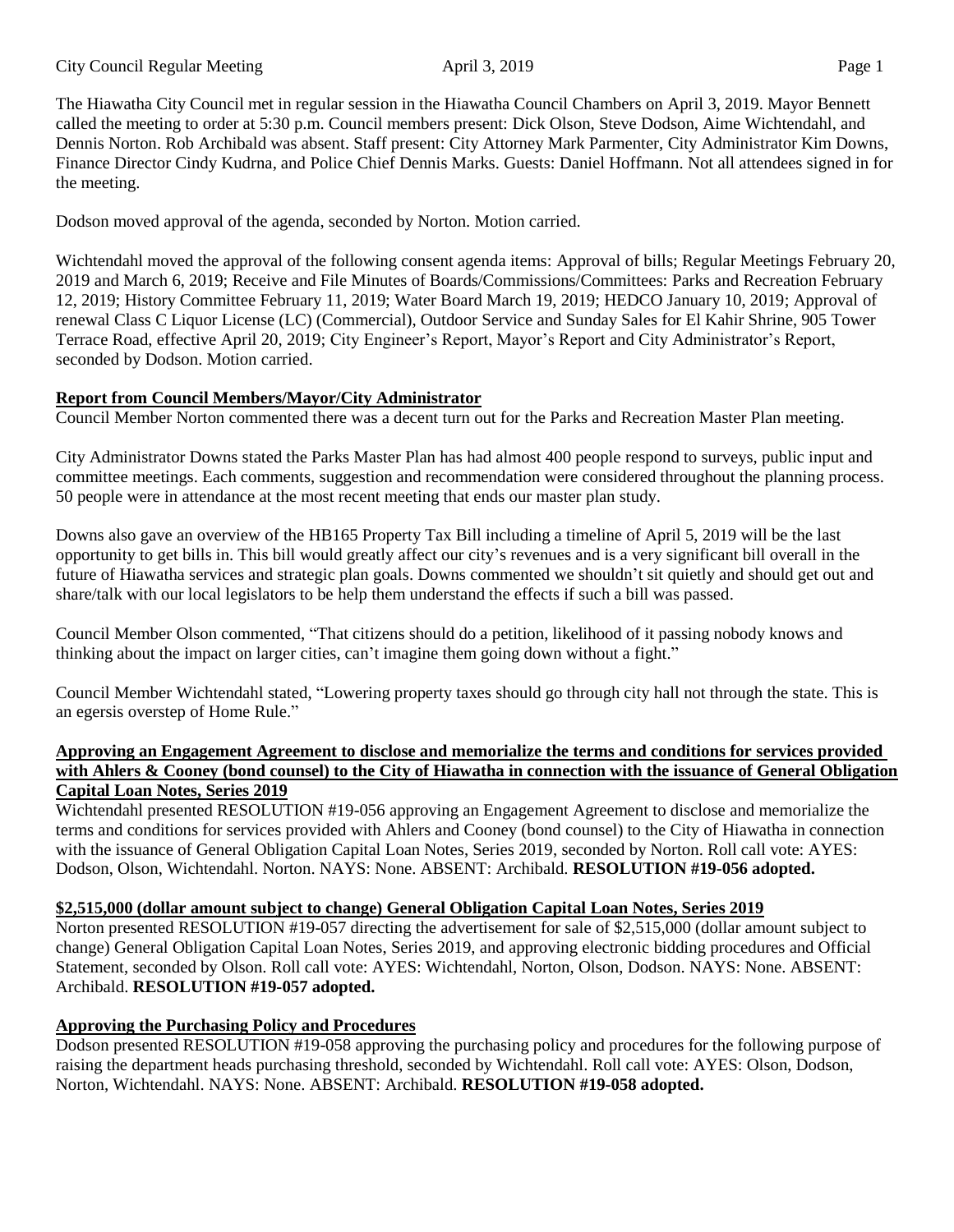The Hiawatha City Council met in regular session in the Hiawatha Council Chambers on April 3, 2019. Mayor Bennett called the meeting to order at 5:30 p.m. Council members present: Dick Olson, Steve Dodson, Aime Wichtendahl, and Dennis Norton. Rob Archibald was absent. Staff present: City Attorney Mark Parmenter, City Administrator Kim Downs, Finance Director Cindy Kudrna, and Police Chief Dennis Marks. Guests: Daniel Hoffmann. Not all attendees signed in for the meeting.

Dodson moved approval of the agenda, seconded by Norton. Motion carried.

Wichtendahl moved the approval of the following consent agenda items: Approval of bills; Regular Meetings February 20, 2019 and March 6, 2019; Receive and File Minutes of Boards/Commissions/Committees: Parks and Recreation February 12, 2019; History Committee February 11, 2019; Water Board March 19, 2019; HEDCO January 10, 2019; Approval of renewal Class C Liquor License (LC) (Commercial), Outdoor Service and Sunday Sales for El Kahir Shrine, 905 Tower Terrace Road, effective April 20, 2019; City Engineer's Report, Mayor's Report and City Administrator's Report, seconded by Dodson. Motion carried.

**Report from Council Members/Mayor/City Administrator**

Council Member Norton commented there was a decent turn out for the Parks and Recreation Master Plan meeting.

City Administrator Downs stated the Parks Master Plan has had almost 400 people respond to surveys, public input and committee meetings. Each comments, suggestion and recommendation were considered throughout the planning process. 50 people were in attendance at the most recent meeting that ends our master plan study.

Downs also gave an overview of the HB165 Property Tax Bill including a timeline of April 5, 2019 will be the last opportunity to get bills in. This bill would greatly affect our city's revenues and is a very significant bill overall in the future of Hiawatha services and strategic plan goals. Downs commented we shouldn't sit quietly and should get out and share/talk with our local legislators to be help them understand the effects if such a bill was passed.

Council Member Olson commented, "That citizens should do a petition, likelihood of it passing nobody knows and thinking about the impact on larger cities, can't imagine them going down without a fight."

Council Member Wichtendahl stated, "Lowering property taxes should go through city hall not through the state. This is an egersis overstep of Home Rule."

**Approving an Engagement Agreement to disclose and memorialize the terms and conditions for services provided with Ahlers & Cooney (bond counsel) to the City of Hiawatha in connection with the issuance of General Obligation Capital Loan Notes, Series 2019**

Wichtendahl presented RESOLUTION #19-056 approving an Engagement Agreement to disclose and memorialize the terms and conditions for services provided with Ahlers and Cooney (bond counsel) to the City of Hiawatha in connection with the issuance of General Obligation Capital Loan Notes, Series 2019, seconded by Norton. Roll call vote: AYES: Dodson, Olson, Wichtendahl. Norton. NAYS: None. ABSENT: Archibald. **RESOLUTION #19-056 adopted.**

**$2,515,000 (dollar amount subject to change) General Obligation Capital Loan Notes, Series 2019**

Norton presented RESOLUTION #19-057 directing the advertisement for sale of $2,515,000 (dollar amount subject to change) General Obligation Capital Loan Notes, Series 2019, and approving electronic bidding procedures and Official Statement, seconded by Olson. Roll call vote: AYES: Wichtendahl, Norton, Olson, Dodson. NAYS: None. ABSENT: Archibald. **RESOLUTION #19-057 adopted.**

**Approving the Purchasing Policy and Procedures**

Dodson presented RESOLUTION #19-058 approving the purchasing policy and procedures for the following purpose of raising the department heads purchasing threshold, seconded by Wichtendahl. Roll call vote: AYES: Olson, Dodson, Norton, Wichtendahl. NAYS: None. ABSENT: Archibald. **RESOLUTION #19-058 adopted.**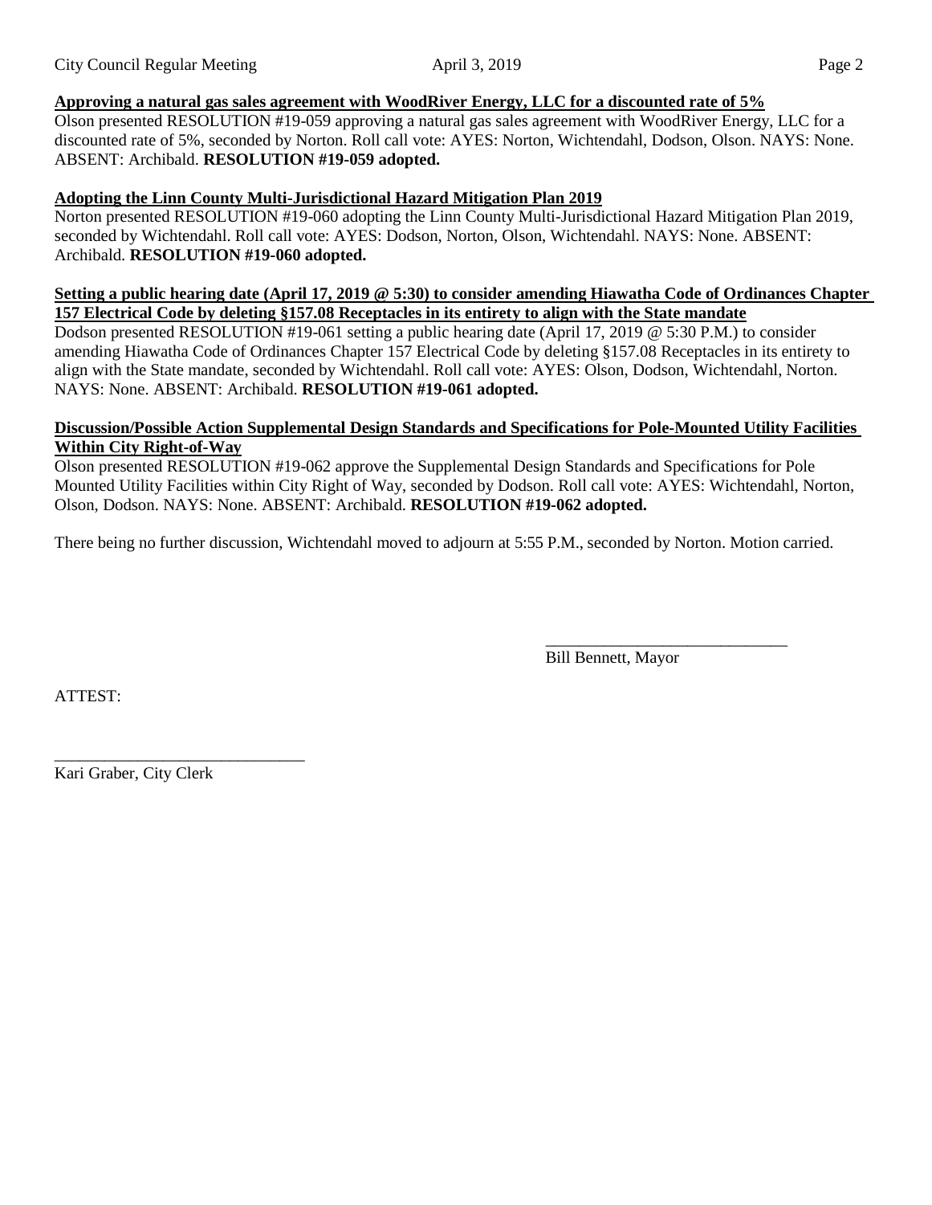**Approving a natural gas sales agreement with WoodRiver Energy, LLC for a discounted rate of 5%**

Olson presented RESOLUTION #19-059 approving a natural gas sales agreement with WoodRiver Energy, LLC for a discounted rate of 5%, seconded by Norton. Roll call vote: AYES: Norton, Wichtendahl, Dodson, Olson. NAYS: None. ABSENT: Archibald. **RESOLUTION #19-059 adopted.**

**Adopting the Linn County Multi-Jurisdictional Hazard Mitigation Plan 2019**

Norton presented RESOLUTION #19-060 adopting the Linn County Multi-Jurisdictional Hazard Mitigation Plan 2019, seconded by Wichtendahl. Roll call vote: AYES: Dodson, Norton, Olson, Wichtendahl. NAYS: None. ABSENT: Archibald. **RESOLUTION #19-060 adopted.**

**Setting a public hearing date (April 17, 2019 @ 5:30) to consider amending Hiawatha Code of Ordinances Chapter 157 Electrical Code by deleting §157.08 Receptacles in its entirety to align with the State mandate**

Dodson presented RESOLUTION #19-061 setting a public hearing date (April 17, 2019 @ 5:30 P.M.) to consider amending Hiawatha Code of Ordinances Chapter 157 Electrical Code by deleting §157.08 Receptacles in its entirety to align with the State mandate, seconded by Wichtendahl. Roll call vote: AYES: Olson, Dodson, Wichtendahl, Norton. NAYS: None. ABSENT: Archibald. **RESOLUTION #19-061 adopted.**

**Discussion/Possible Action Supplemental Design Standards and Specifications for Pole-Mounted Utility Facilities Within City Right-of-Way**

Olson presented RESOLUTION #19-062 approve the Supplemental Design Standards and Specifications for Pole Mounted Utility Facilities within City Right of Way, seconded by Dodson. Roll call vote: AYES: Wichtendahl, Norton, Olson, Dodson. NAYS: None. ABSENT: Archibald. **RESOLUTION #19-062 adopted.**

There being no further discussion, Wichtendahl moved to adjourn at 5:55 P.M., seconded by Norton. Motion carried.

______________________________
Bill Bennett, Mayor

ATTEST:

______________________________
Kari Graber, City Clerk